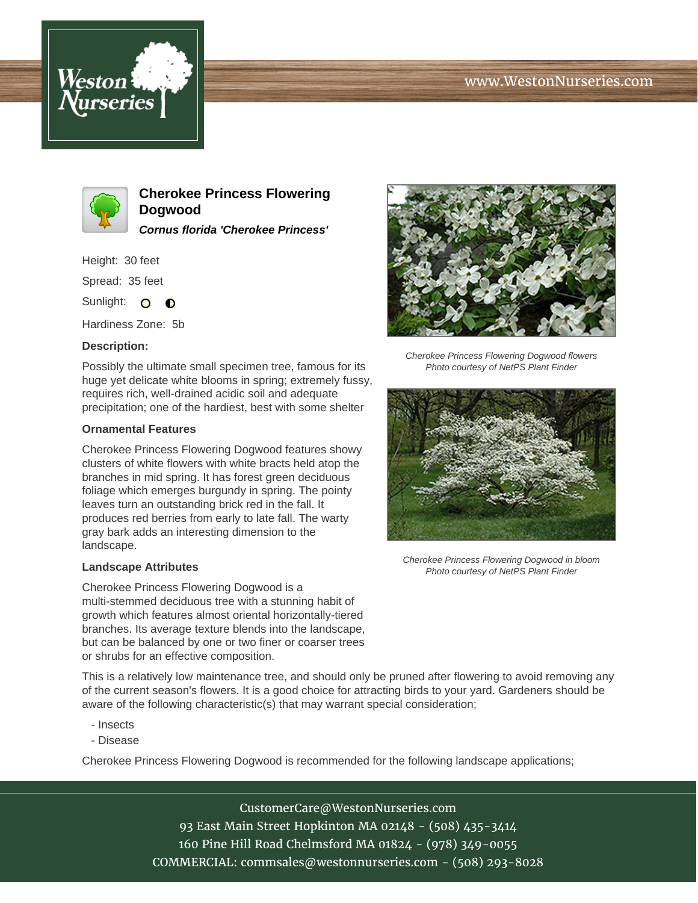# Cherokee Princess Flowering Dogwood

***Cornus florida 'Cherokee Princess'***

Height: 30 feet

Spread: 35 feet

Sunlight: ○ ◐

Hardiness Zone: 5b

### Description:

Possibly the ultimate small specimen tree, famous for its huge yet delicate white blooms in spring; extremely fussy, requires rich, well-drained acidic soil and adequate precipitation; one of the hardiest, best with some shelter

### Ornamental Features

Cherokee Princess Flowering Dogwood features showy clusters of white flowers with white bracts held atop the branches in mid spring. It has forest green deciduous foliage which emerges burgundy in spring. The pointy leaves turn an outstanding brick red in the fall. It produces red berries from early to late fall. The warty gray bark adds an interesting dimension to the landscape.

### Landscape Attributes

Cherokee Princess Flowering Dogwood is a multi-stemmed deciduous tree with a stunning habit of growth which features almost oriental horizontally-tiered branches. Its average texture blends into the landscape, but can be balanced by one or two finer or coarser trees or shrubs for an effective composition.

This is a relatively low maintenance tree, and should only be pruned after flowering to avoid removing any of the current season's flowers. It is a good choice for attracting birds to your yard. Gardeners should be aware of the following characteristic(s) that may warrant special consideration;

- Insects
- Disease

Cherokee Princess Flowering Dogwood is recommended for the following landscape applications;

*Cherokee Princess Flowering Dogwood flowers*
*Photo courtesy of NetPS Plant Finder*

*Cherokee Princess Flowering Dogwood in bloom*
*Photo courtesy of NetPS Plant Finder*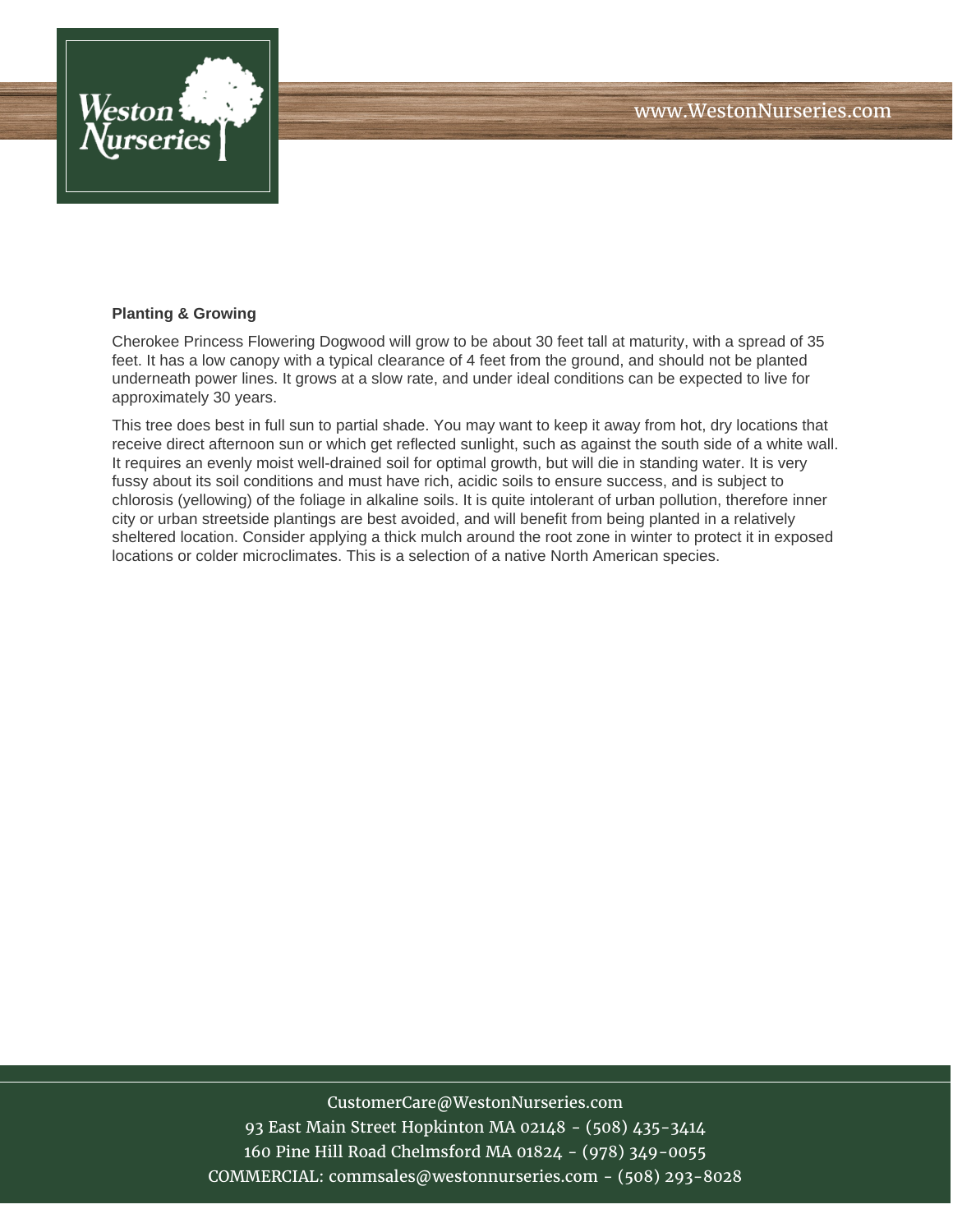### Planting & Growing

Cherokee Princess Flowering Dogwood will grow to be about 30 feet tall at maturity, with a spread of 35 feet. It has a low canopy with a typical clearance of 4 feet from the ground, and should not be planted underneath power lines. It grows at a slow rate, and under ideal conditions can be expected to live for approximately 30 years.

This tree does best in full sun to partial shade. You may want to keep it away from hot, dry locations that receive direct afternoon sun or which get reflected sunlight, such as against the south side of a white wall. It requires an evenly moist well-drained soil for optimal growth, but will die in standing water. It is very fussy about its soil conditions and must have rich, acidic soils to ensure success, and is subject to chlorosis (yellowing) of the foliage in alkaline soils. It is quite intolerant of urban pollution, therefore inner city or urban streetside plantings are best avoided, and will benefit from being planted in a relatively sheltered location. Consider applying a thick mulch around the root zone in winter to protect it in exposed locations or colder microclimates. This is a selection of a native North American species.